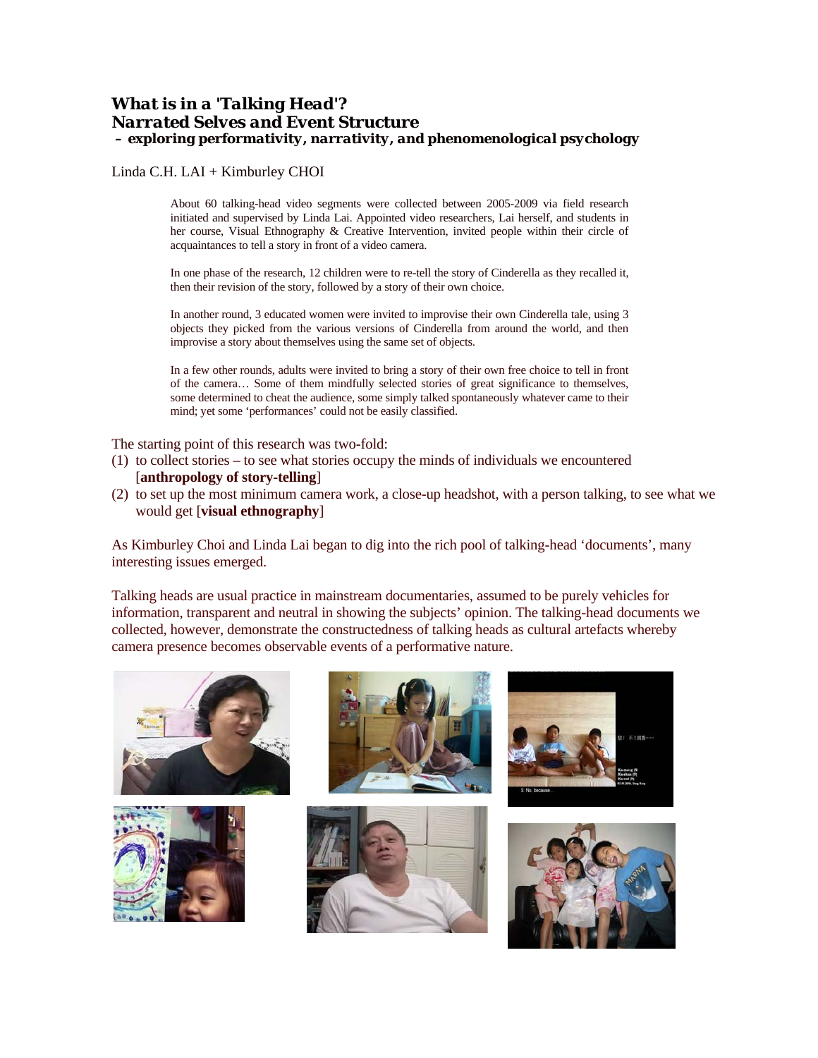# *What is in a 'Talking Head'?*
## *Narrated Selves and Event Structure*
### *– exploring performativity, narrativity, and phenomenological psychology*

Linda C.H. LAI + Kimburley CHOI

> About 60 talking-head video segments were collected between 2005-2009 via field research initiated and supervised by Linda Lai. Appointed video researchers, Lai herself, and students in her course, Visual Ethnography & Creative Intervention, invited people within their circle of acquaintances to tell a story in front of a video camera.
>
> In one phase of the research, 12 children were to re-tell the story of Cinderella as they recalled it, then their revision of the story, followed by a story of their own choice.
>
> In another round, 3 educated women were invited to improvise their own Cinderella tale, using 3 objects they picked from the various versions of Cinderella from around the world, and then improvise a story about themselves using the same set of objects.
>
> In a few other rounds, adults were invited to bring a story of their own free choice to tell in front of the camera… Some of them mindfully selected stories of great significance to themselves, some determined to cheat the audience, some simply talked spontaneously whatever came to their mind; yet some 'performances' could not be easily classified.

The starting point of this research was two-fold:

(1) to collect stories – to see what stories occupy the minds of individuals we encountered [**anthropology of story-telling**]
(2) to set up the most minimum camera work, a close-up headshot, with a person talking, to see what we would get [**visual ethnography**]

As Kimburley Choi and Linda Lai began to dig into the rich pool of talking-head 'documents', many interesting issues emerged.

Talking heads are usual practice in mainstream documentaries, assumed to be purely vehicles for information, transparent and neutral in showing the subjects' opinion. The talking-head documents we collected, however, demonstrate the constructedness of talking heads as cultural artefacts whereby camera presence becomes observable events of a performative nature.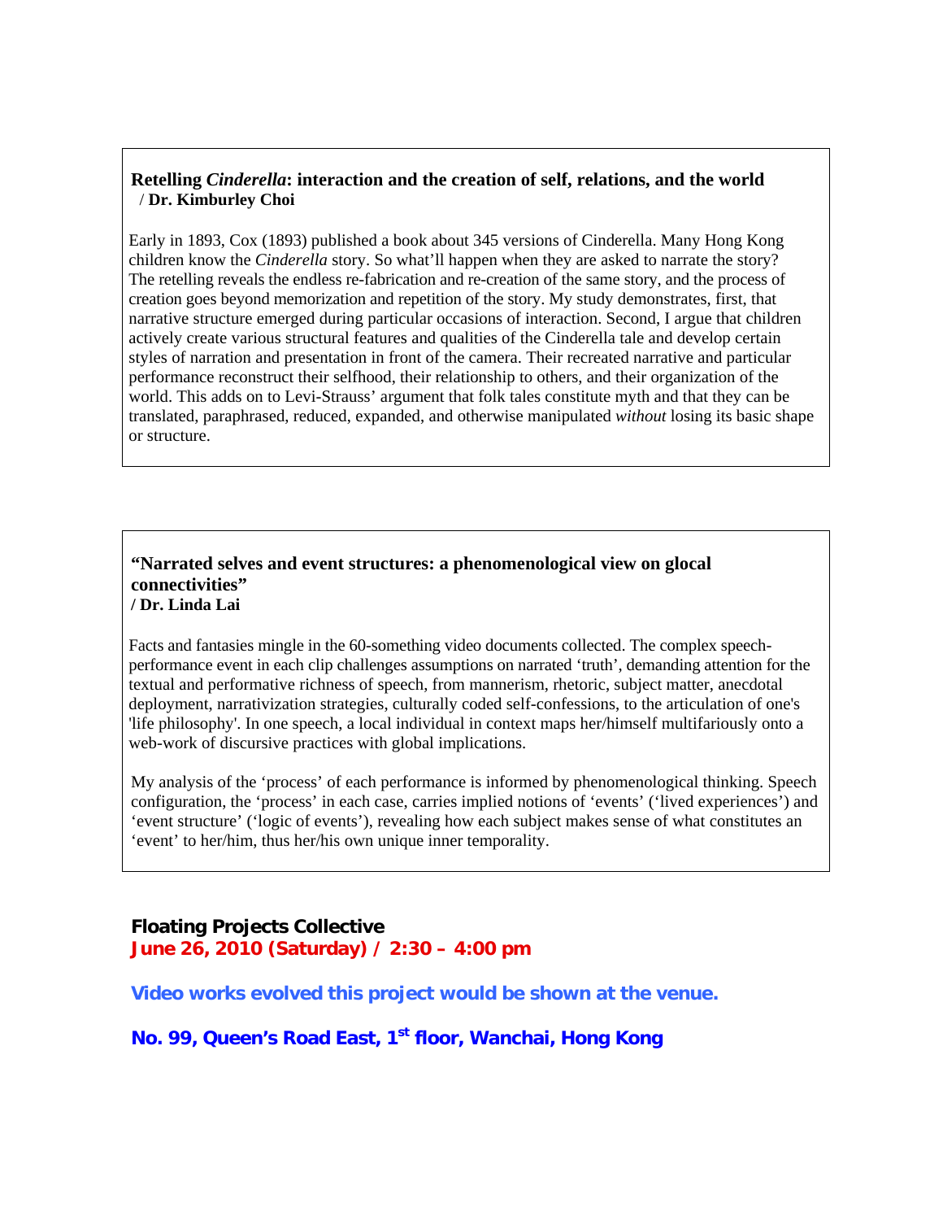**Retelling *Cinderella*: interaction and the creation of self, relations, and the world / Dr. Kimburley Choi**

Early in 1893, Cox (1893) published a book about 345 versions of Cinderella. Many Hong Kong children know the *Cinderella* story. So what'll happen when they are asked to narrate the story? The retelling reveals the endless re-fabrication and re-creation of the same story, and the process of creation goes beyond memorization and repetition of the story. My study demonstrates, first, that narrative structure emerged during particular occasions of interaction. Second, I argue that children actively create various structural features and qualities of the Cinderella tale and develop certain styles of narration and presentation in front of the camera. Their recreated narrative and particular performance reconstruct their selfhood, their relationship to others, and their organization of the world. This adds on to Levi-Strauss' argument that folk tales constitute myth and that they can be translated, paraphrased, reduced, expanded, and otherwise manipulated *without* losing its basic shape or structure.

**"Narrated selves and event structures: a phenomenological view on glocal connectivities" / Dr. Linda Lai**

Facts and fantasies mingle in the 60-something video documents collected. The complex speech-performance event in each clip challenges assumptions on narrated 'truth', demanding attention for the textual and performative richness of speech, from mannerism, rhetoric, subject matter, anecdotal deployment, narrativization strategies, culturally coded self-confessions, to the articulation of one's 'life philosophy'. In one speech, a local individual in context maps her/himself multifariously onto a web-work of discursive practices with global implications.

My analysis of the 'process' of each performance is informed by phenomenological thinking. Speech configuration, the 'process' in each case, carries implied notions of 'events' ('lived experiences') and 'event structure' ('logic of events'), revealing how each subject makes sense of what constitutes an 'event' to her/him, thus her/his own unique inner temporality.

**Floating Projects Collective**
**June 26, 2010 (Saturday) / 2:30 – 4:00 pm**

**Video works evolved this project would be shown at the venue.**

**No. 99, Queen's Road East, 1st floor, Wanchai, Hong Kong**